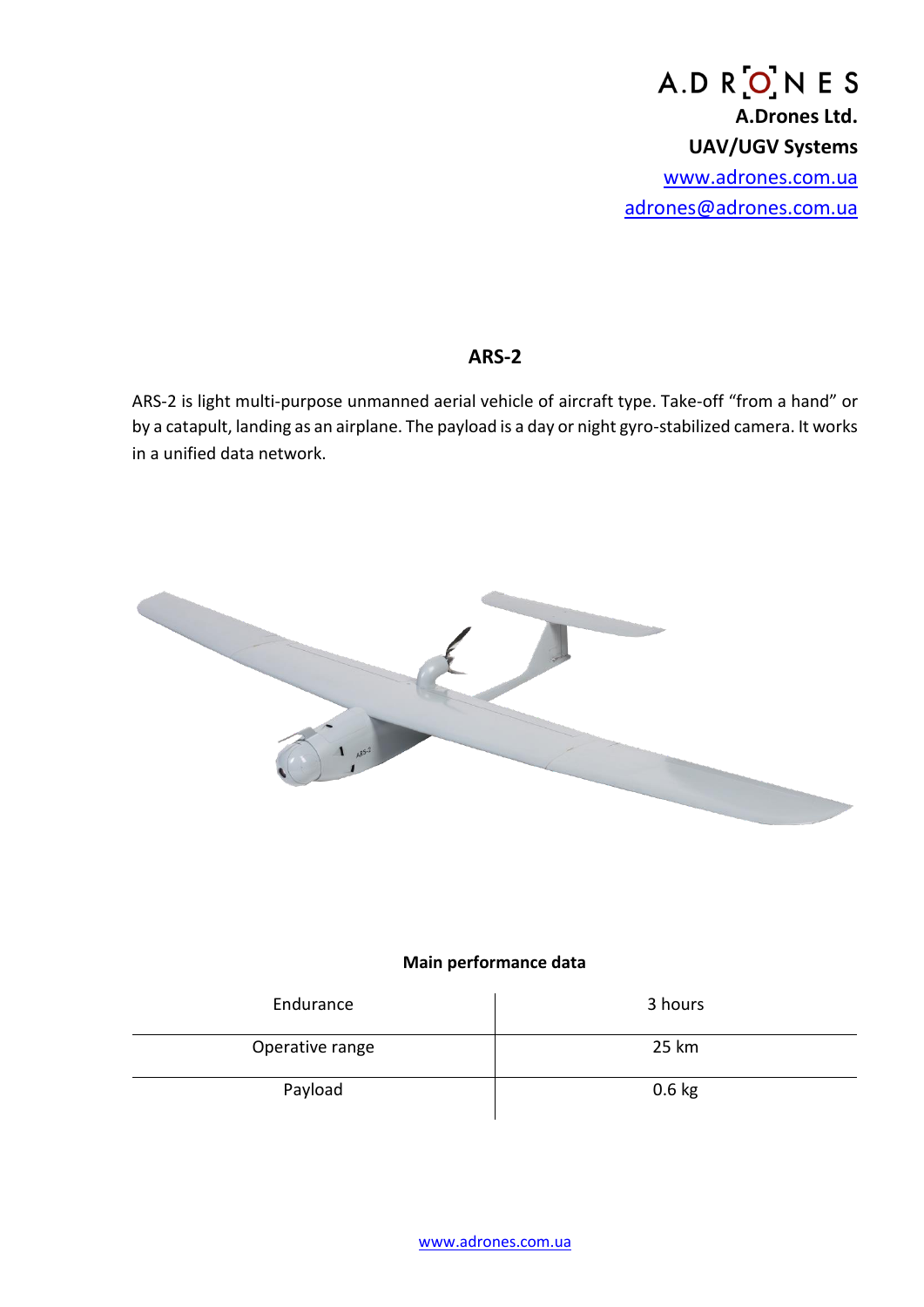A.DRONES

**A.Drones Ltd.**

**UAV/UGV Systems**

www.adrones.com.ua

adrones@adrones.com.ua

# ARS-2

ARS-2 is light multi-purpose unmanned aerial vehicle of aircraft type. Take-off "from a hand" or by a catapult, landing as an airplane. The payload is a day or night gyro-stabilized camera. It works in a unified data network.

**Main performance data**

| | |
|---|---|
| Endurance | 3 hours |
| Operative range | 25 km |
| Payload | 0.6 kg |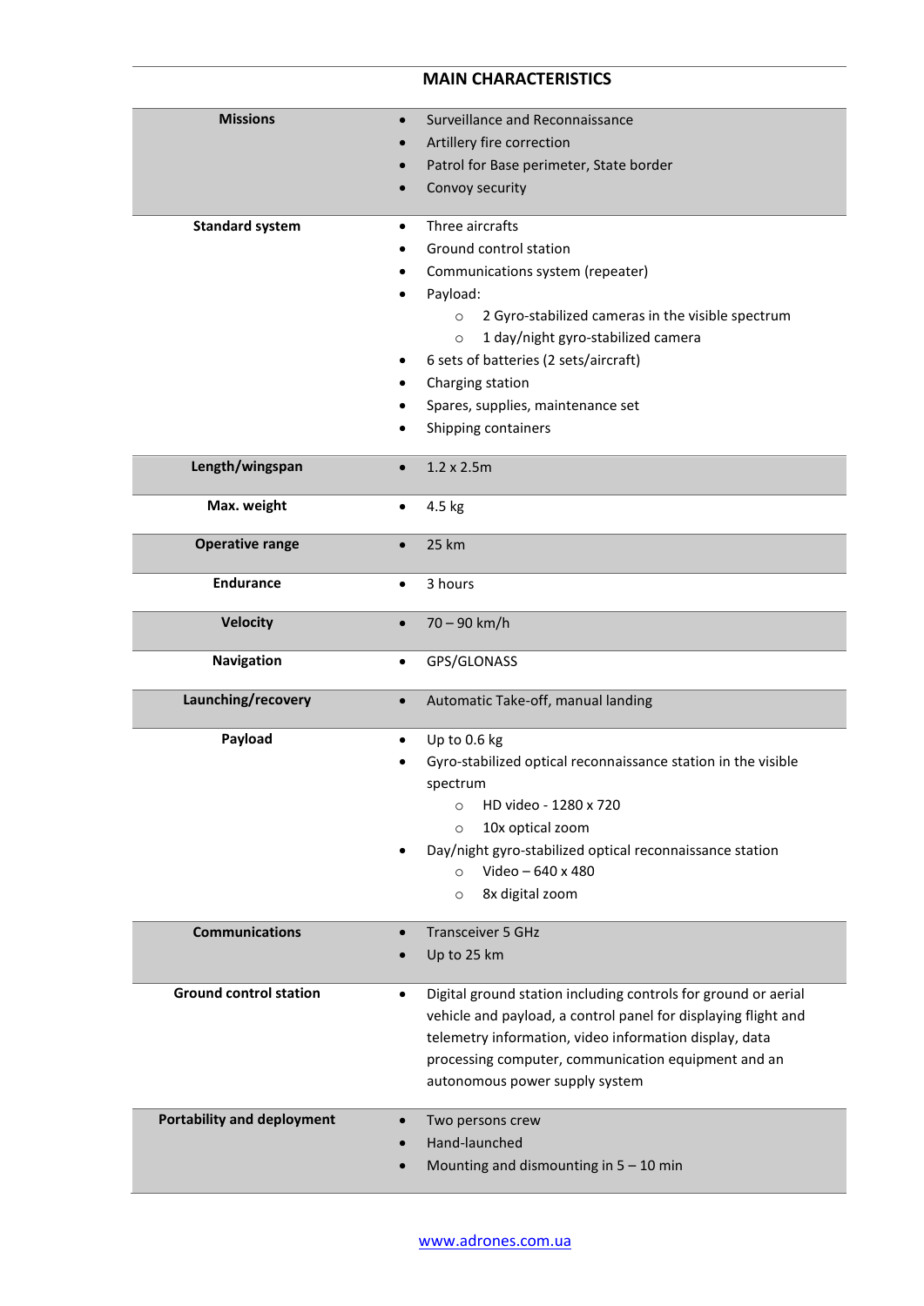## MAIN CHARACTERISTICS

| | |
|---|---|
| **Missions** | • Surveillance and Reconnaissance<br>• Artillery fire correction<br>• Patrol for Base perimeter, State border<br>• Convoy security |
| **Standard system** | • Three aircrafts<br>• Ground control station<br>• Communications system (repeater)<br>• Payload:<br>  ○ 2 Gyro-stabilized cameras in the visible spectrum<br>  ○ 1 day/night gyro-stabilized camera<br>• 6 sets of batteries (2 sets/aircraft)<br>• Charging station<br>• Spares, supplies, maintenance set<br>• Shipping containers |
| **Length/wingspan** | • 1.2 x 2.5m |
| **Max. weight** | • 4.5 kg |
| **Operative range** | • 25 km |
| **Endurance** | • 3 hours |
| **Velocity** | • 70 – 90 km/h |
| **Navigation** | • GPS/GLONASS |
| **Launching/recovery** | • Automatic Take-off, manual landing |
| **Payload** | • Up to 0.6 kg<br>• Gyro-stabilized optical reconnaissance station in the visible spectrum<br>  ○ HD video - 1280 x 720<br>  ○ 10x optical zoom<br>• Day/night gyro-stabilized optical reconnaissance station<br>  ○ Video – 640 x 480<br>  ○ 8x digital zoom |
| **Communications** | • Transceiver 5 GHz<br>• Up to 25 km |
| **Ground control station** | • Digital ground station including controls for ground or aerial vehicle and payload, a control panel for displaying flight and telemetry information, video information display, data processing computer, communication equipment and an autonomous power supply system |
| **Portability and deployment** | • Two persons crew<br>• Hand-launched<br>• Mounting and dismounting in 5 – 10 min |

www.adrones.com.ua